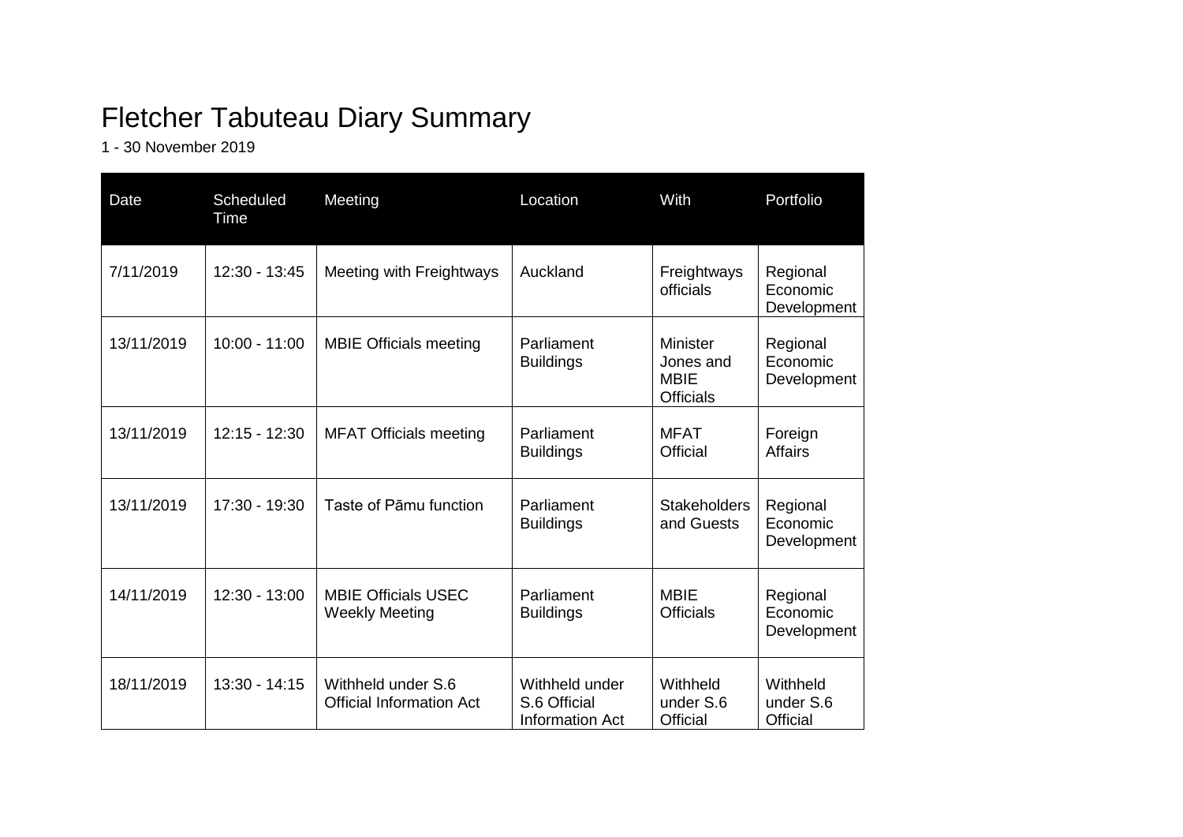# Fletcher Tabuteau Diary Summary

1 - 30 November 2019

| Date | Scheduled Time | Meeting | Location | With | Portfolio |
|---|---|---|---|---|---|
| 7/11/2019 | 12:30 - 13:45 | Meeting with Freightways | Auckland | Freightways officials | Regional Economic Development |
| 13/11/2019 | 10:00 - 11:00 | MBIE Officials meeting | Parliament Buildings | Minister Jones and MBIE Officials | Regional Economic Development |
| 13/11/2019 | 12:15 - 12:30 | MFAT Officials meeting | Parliament Buildings | MFAT Official | Foreign Affairs |
| 13/11/2019 | 17:30 - 19:30 | Taste of Pāmu function | Parliament Buildings | Stakeholders and Guests | Regional Economic Development |
| 14/11/2019 | 12:30 - 13:00 | MBIE Officials USEC Weekly Meeting | Parliament Buildings | MBIE Officials | Regional Economic Development |
| 18/11/2019 | 13:30 - 14:15 | Withheld under S.6 Official Information Act | Withheld under S.6 Official Information Act | Withheld under S.6 Official | Withheld under S.6 Official |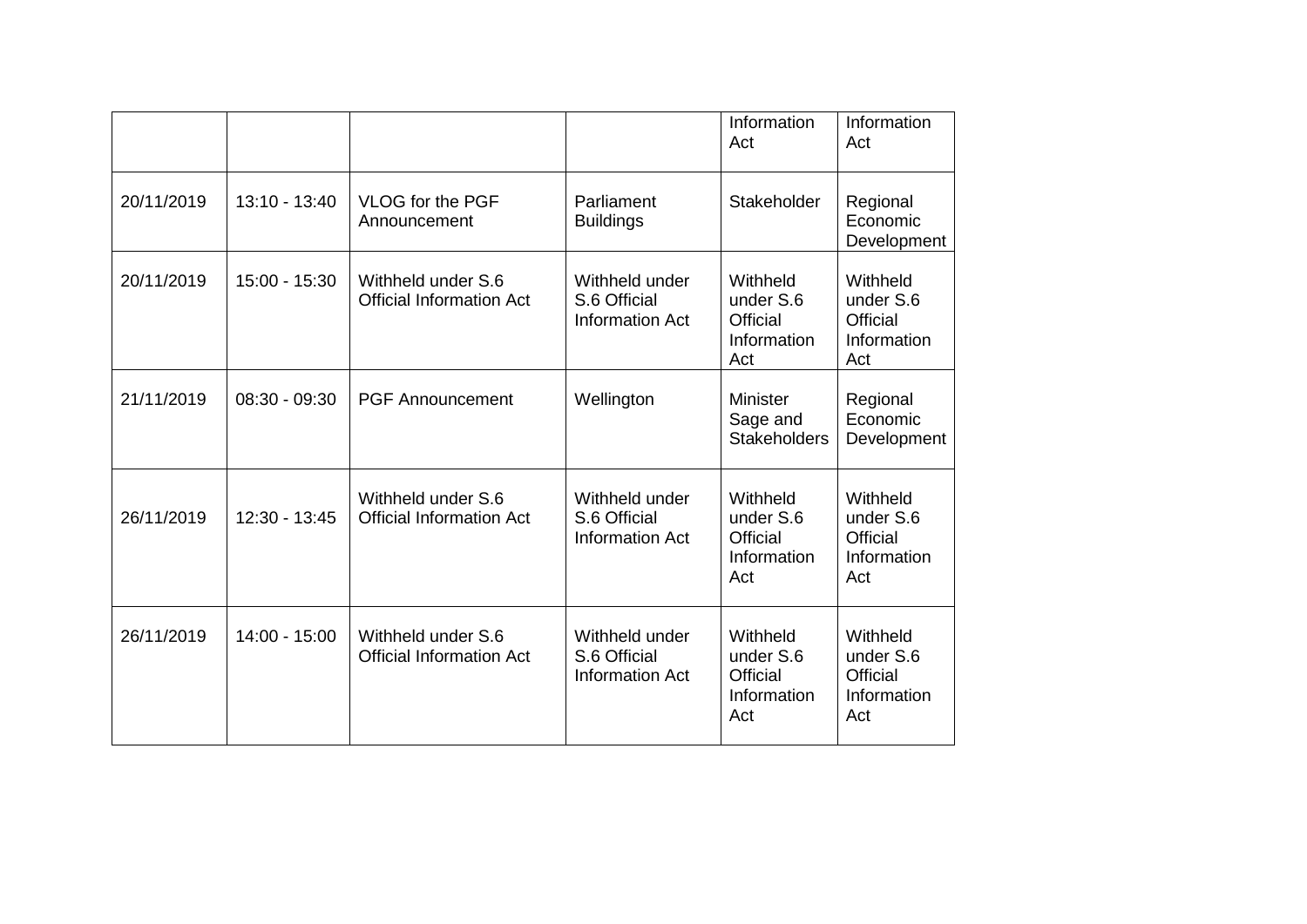|  |  |  |  | Information Act | Information Act |
|---|---|---|---|---|---|
| 20/11/2019 | 13:10 - 13:40 | VLOG for the PGF Announcement | Parliament Buildings | Stakeholder | Regional Economic Development |
| 20/11/2019 | 15:00 - 15:30 | Withheld under S.6 Official Information Act | Withheld under S.6 Official Information Act | Withheld under S.6 Official Information Act | Withheld under S.6 Official Information Act |
| 21/11/2019 | 08:30 - 09:30 | PGF Announcement | Wellington | Minister Sage and Stakeholders | Regional Economic Development |
| 26/11/2019 | 12:30 - 13:45 | Withheld under S.6 Official Information Act | Withheld under S.6 Official Information Act | Withheld under S.6 Official Information Act | Withheld under S.6 Official Information Act |
| 26/11/2019 | 14:00 - 15:00 | Withheld under S.6 Official Information Act | Withheld under S.6 Official Information Act | Withheld under S.6 Official Information Act | Withheld under S.6 Official Information Act |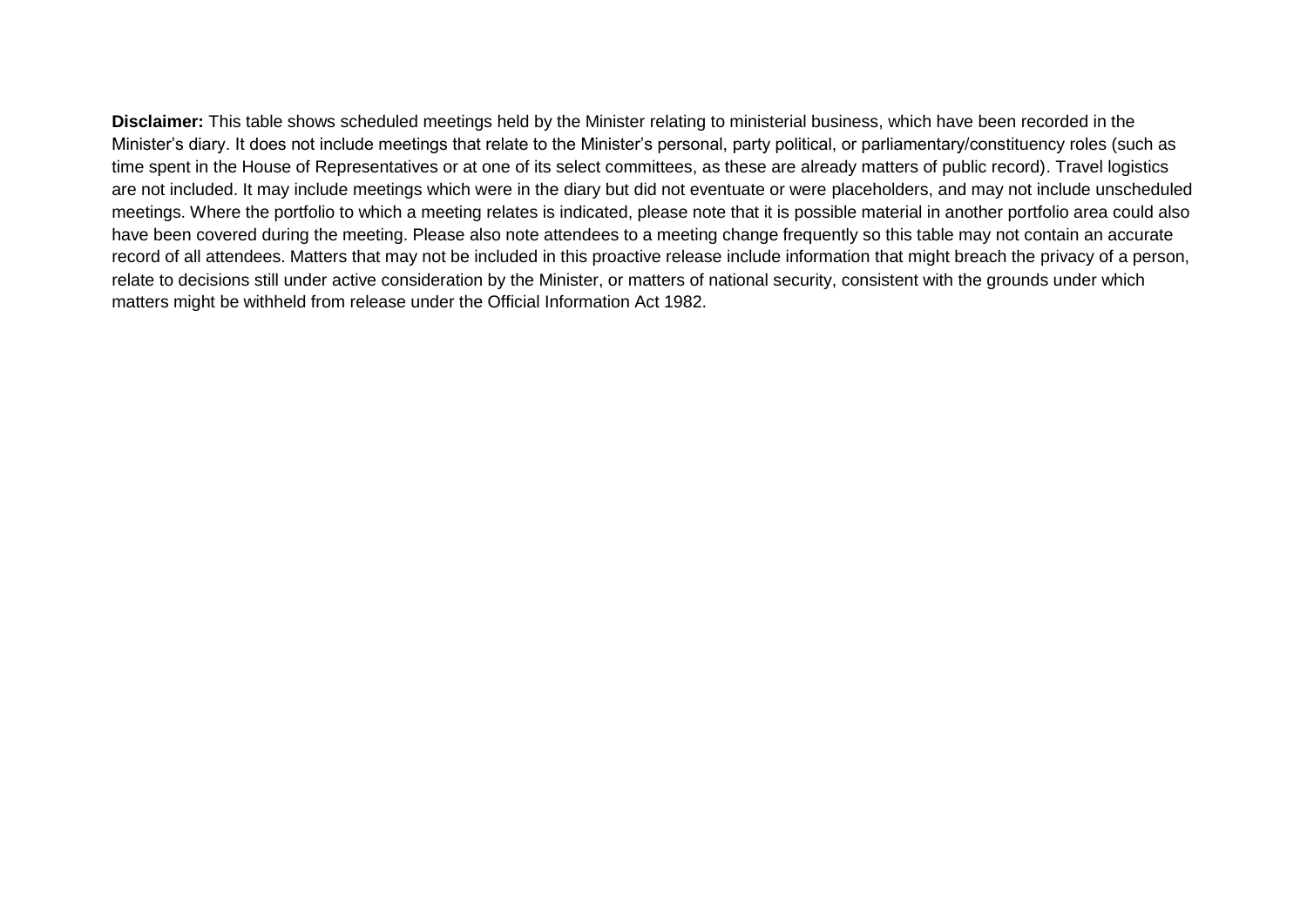**Disclaimer:** This table shows scheduled meetings held by the Minister relating to ministerial business, which have been recorded in the Minister's diary. It does not include meetings that relate to the Minister's personal, party political, or parliamentary/constituency roles (such as time spent in the House of Representatives or at one of its select committees, as these are already matters of public record). Travel logistics are not included. It may include meetings which were in the diary but did not eventuate or were placeholders, and may not include unscheduled meetings. Where the portfolio to which a meeting relates is indicated, please note that it is possible material in another portfolio area could also have been covered during the meeting. Please also note attendees to a meeting change frequently so this table may not contain an accurate record of all attendees. Matters that may not be included in this proactive release include information that might breach the privacy of a person, relate to decisions still under active consideration by the Minister, or matters of national security, consistent with the grounds under which matters might be withheld from release under the Official Information Act 1982.